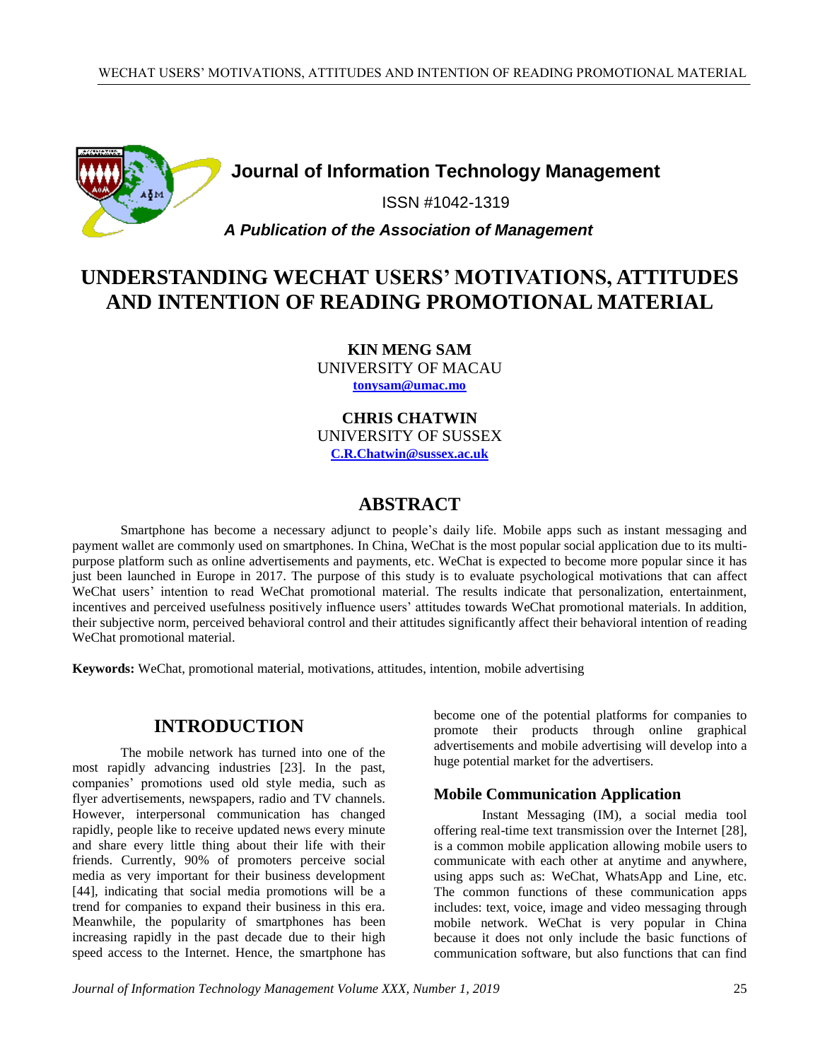**Journal of Information Technology Management**

ISSN #1042-1319

***A Publication of the Association of Management***

# UNDERSTANDING WECHAT USERS' MOTIVATIONS, ATTITUDES AND INTENTION OF READING PROMOTIONAL MATERIAL

**KIN MENG SAM**
UNIVERSITY OF MACAU
tonysam@umac.mo

**CHRIS CHATWIN**
UNIVERSITY OF SUSSEX
C.R.Chatwin@sussex.ac.uk

## ABSTRACT

Smartphone has become a necessary adjunct to people's daily life. Mobile apps such as instant messaging and payment wallet are commonly used on smartphones. In China, WeChat is the most popular social application due to its multi-purpose platform such as online advertisements and payments, etc. WeChat is expected to become more popular since it has just been launched in Europe in 2017. The purpose of this study is to evaluate psychological motivations that can affect WeChat users' intention to read WeChat promotional material. The results indicate that personalization, entertainment, incentives and perceived usefulness positively influence users' attitudes towards WeChat promotional materials. In addition, their subjective norm, perceived behavioral control and their attitudes significantly affect their behavioral intention of reading WeChat promotional material.

**Keywords:** WeChat, promotional material, motivations, attitudes, intention, mobile advertising

## INTRODUCTION

The mobile network has turned into one of the most rapidly advancing industries [23]. In the past, companies' promotions used old style media, such as flyer advertisements, newspapers, radio and TV channels. However, interpersonal communication has changed rapidly, people like to receive updated news every minute and share every little thing about their life with their friends. Currently, 90% of promoters perceive social media as very important for their business development [44], indicating that social media promotions will be a trend for companies to expand their business in this era. Meanwhile, the popularity of smartphones has been increasing rapidly in the past decade due to their high speed access to the Internet. Hence, the smartphone has become one of the potential platforms for companies to promote their products through online graphical advertisements and mobile advertising will develop into a huge potential market for the advertisers.

### Mobile Communication Application

Instant Messaging (IM), a social media tool offering real-time text transmission over the Internet [28], is a common mobile application allowing mobile users to communicate with each other at anytime and anywhere, using apps such as: WeChat, WhatsApp and Line, etc. The common functions of these communication apps includes: text, voice, image and video messaging through mobile network. WeChat is very popular in China because it does not only include the basic functions of communication software, but also functions that can find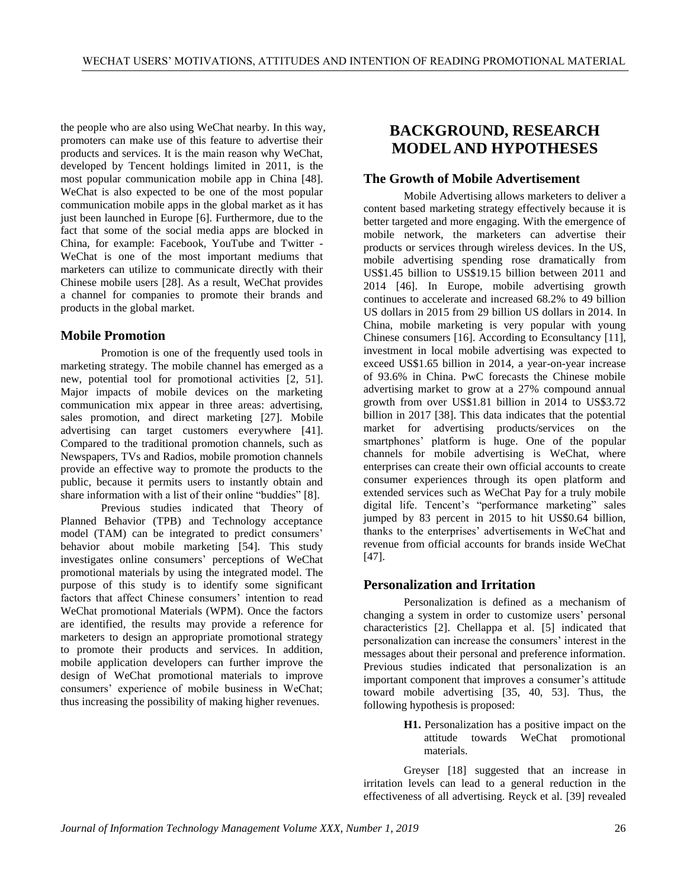the people who are also using WeChat nearby. In this way, promoters can make use of this feature to advertise their products and services. It is the main reason why WeChat, developed by Tencent holdings limited in 2011, is the most popular communication mobile app in China [48]. WeChat is also expected to be one of the most popular communication mobile apps in the global market as it has just been launched in Europe [6]. Furthermore, due to the fact that some of the social media apps are blocked in China, for example: Facebook, YouTube and Twitter - WeChat is one of the most important mediums that marketers can utilize to communicate directly with their Chinese mobile users [28]. As a result, WeChat provides a channel for companies to promote their brands and products in the global market.

### Mobile Promotion

Promotion is one of the frequently used tools in marketing strategy. The mobile channel has emerged as a new, potential tool for promotional activities [2, 51]. Major impacts of mobile devices on the marketing communication mix appear in three areas: advertising, sales promotion, and direct marketing [27]. Mobile advertising can target customers everywhere [41]. Compared to the traditional promotion channels, such as Newspapers, TVs and Radios, mobile promotion channels provide an effective way to promote the products to the public, because it permits users to instantly obtain and share information with a list of their online "buddies" [8].

Previous studies indicated that Theory of Planned Behavior (TPB) and Technology acceptance model (TAM) can be integrated to predict consumers' behavior about mobile marketing [54]. This study investigates online consumers' perceptions of WeChat promotional materials by using the integrated model. The purpose of this study is to identify some significant factors that affect Chinese consumers' intention to read WeChat promotional Materials (WPM). Once the factors are identified, the results may provide a reference for marketers to design an appropriate promotional strategy to promote their products and services. In addition, mobile application developers can further improve the design of WeChat promotional materials to improve consumers' experience of mobile business in WeChat; thus increasing the possibility of making higher revenues.

## BACKGROUND, RESEARCH MODEL AND HYPOTHESES

### The Growth of Mobile Advertisement

Mobile Advertising allows marketers to deliver a content based marketing strategy effectively because it is better targeted and more engaging. With the emergence of mobile network, the marketers can advertise their products or services through wireless devices. In the US, mobile advertising spending rose dramatically from US$1.45 billion to US$19.15 billion between 2011 and 2014 [46]. In Europe, mobile advertising growth continues to accelerate and increased 68.2% to 49 billion US dollars in 2015 from 29 billion US dollars in 2014. In China, mobile marketing is very popular with young Chinese consumers [16]. According to Econsultancy [11], investment in local mobile advertising was expected to exceed US$1.65 billion in 2014, a year-on-year increase of 93.6% in China. PwC forecasts the Chinese mobile advertising market to grow at a 27% compound annual growth from over US$1.81 billion in 2014 to US$3.72 billion in 2017 [38]. This data indicates that the potential market for advertising products/services on the smartphones' platform is huge. One of the popular channels for mobile advertising is WeChat, where enterprises can create their own official accounts to create consumer experiences through its open platform and extended services such as WeChat Pay for a truly mobile digital life. Tencent's "performance marketing" sales jumped by 83 percent in 2015 to hit US$0.64 billion, thanks to the enterprises' advertisements in WeChat and revenue from official accounts for brands inside WeChat [47].

### Personalization and Irritation

Personalization is defined as a mechanism of changing a system in order to customize users' personal characteristics [2]. Chellappa et al. [5] indicated that personalization can increase the consumers' interest in the messages about their personal and preference information. Previous studies indicated that personalization is an important component that improves a consumer's attitude toward mobile advertising [35, 40, 53]. Thus, the following hypothesis is proposed:

> **H1.** Personalization has a positive impact on the attitude towards WeChat promotional materials.

Greyser [18] suggested that an increase in irritation levels can lead to a general reduction in the effectiveness of all advertising. Reyck et al. [39] revealed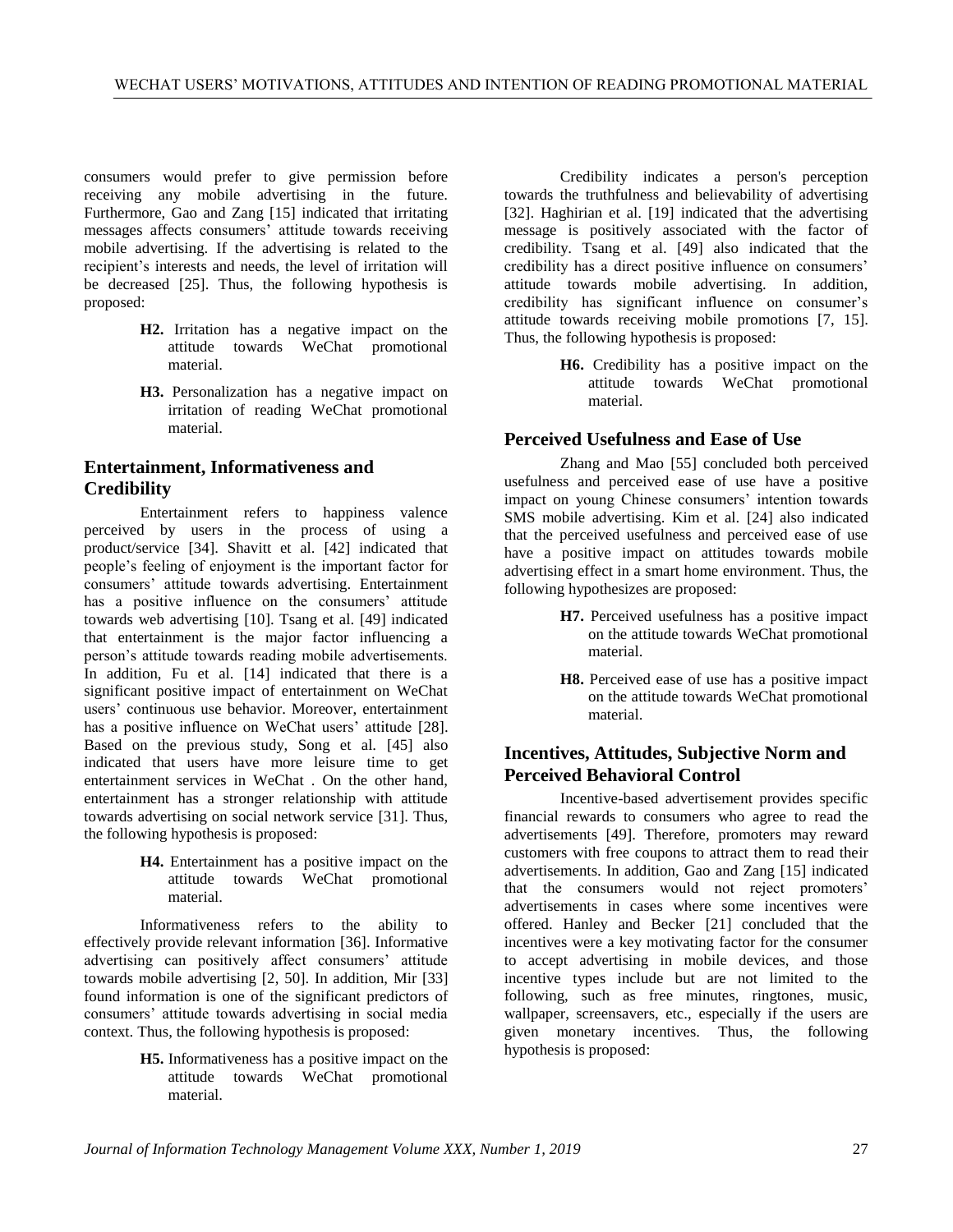consumers would prefer to give permission before receiving any mobile advertising in the future. Furthermore, Gao and Zang [15] indicated that irritating messages affects consumers' attitude towards receiving mobile advertising. If the advertising is related to the recipient's interests and needs, the level of irritation will be decreased [25]. Thus, the following hypothesis is proposed:

> **H2.** Irritation has a negative impact on the attitude towards WeChat promotional material.
>
> **H3.** Personalization has a negative impact on irritation of reading WeChat promotional material.

## Entertainment, Informativeness and Credibility

Entertainment refers to happiness valence perceived by users in the process of using a product/service [34]. Shavitt et al. [42] indicated that people's feeling of enjoyment is the important factor for consumers' attitude towards advertising. Entertainment has a positive influence on the consumers' attitude towards web advertising [10]. Tsang et al. [49] indicated that entertainment is the major factor influencing a person's attitude towards reading mobile advertisements. In addition, Fu et al. [14] indicated that there is a significant positive impact of entertainment on WeChat users' continuous use behavior. Moreover, entertainment has a positive influence on WeChat users' attitude [28]. Based on the previous study, Song et al. [45] also indicated that users have more leisure time to get entertainment services in WeChat . On the other hand, entertainment has a stronger relationship with attitude towards advertising on social network service [31]. Thus, the following hypothesis is proposed:

> **H4.** Entertainment has a positive impact on the attitude towards WeChat promotional material.

Informativeness refers to the ability to effectively provide relevant information [36]. Informative advertising can positively affect consumers' attitude towards mobile advertising [2, 50]. In addition, Mir [33] found information is one of the significant predictors of consumers' attitude towards advertising in social media context. Thus, the following hypothesis is proposed:

> **H5.** Informativeness has a positive impact on the attitude towards WeChat promotional material.

Credibility indicates a person's perception towards the truthfulness and believability of advertising [32]. Haghirian et al. [19] indicated that the advertising message is positively associated with the factor of credibility. Tsang et al. [49] also indicated that the credibility has a direct positive influence on consumers' attitude towards mobile advertising. In addition, credibility has significant influence on consumer's attitude towards receiving mobile promotions [7, 15]. Thus, the following hypothesis is proposed:

> **H6.** Credibility has a positive impact on the attitude towards WeChat promotional material.

## Perceived Usefulness and Ease of Use

Zhang and Mao [55] concluded both perceived usefulness and perceived ease of use have a positive impact on young Chinese consumers' intention towards SMS mobile advertising. Kim et al. [24] also indicated that the perceived usefulness and perceived ease of use have a positive impact on attitudes towards mobile advertising effect in a smart home environment. Thus, the following hypothesizes are proposed:

> **H7.** Perceived usefulness has a positive impact on the attitude towards WeChat promotional material.
>
> **H8.** Perceived ease of use has a positive impact on the attitude towards WeChat promotional material.

## Incentives, Attitudes, Subjective Norm and Perceived Behavioral Control

Incentive-based advertisement provides specific financial rewards to consumers who agree to read the advertisements [49]. Therefore, promoters may reward customers with free coupons to attract them to read their advertisements. In addition, Gao and Zang [15] indicated that the consumers would not reject promoters' advertisements in cases where some incentives were offered. Hanley and Becker [21] concluded that the incentives were a key motivating factor for the consumer to accept advertising in mobile devices, and those incentive types include but are not limited to the following, such as free minutes, ringtones, music, wallpaper, screensavers, etc., especially if the users are given monetary incentives. Thus, the following hypothesis is proposed: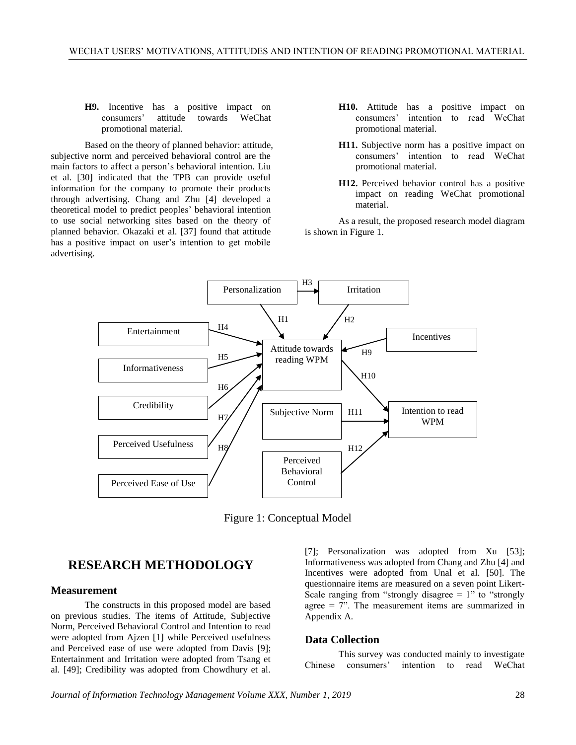**H9.** Incentive has a positive impact on consumers' attitude towards WeChat promotional material.

Based on the theory of planned behavior: attitude, subjective norm and perceived behavioral control are the main factors to affect a person's behavioral intention. Liu et al. [30] indicated that the TPB can provide useful information for the company to promote their products through advertising. Chang and Zhu [4] developed a theoretical model to predict peoples' behavioral intention to use social networking sites based on the theory of planned behavior. Okazaki et al. [37] found that attitude has a positive impact on user's intention to get mobile advertising.

**H10.** Attitude has a positive impact on consumers' intention to read WeChat promotional material.

**H11.** Subjective norm has a positive impact on consumers' intention to read WeChat promotional material.

**H12.** Perceived behavior control has a positive impact on reading WeChat promotional material.

As a result, the proposed research model diagram is shown in Figure 1.

Figure 1: Conceptual Model

# RESEARCH METHODOLOGY

## Measurement

The constructs in this proposed model are based on previous studies. The items of Attitude, Subjective Norm, Perceived Behavioral Control and Intention to read were adopted from Ajzen [1] while Perceived usefulness and Perceived ease of use were adopted from Davis [9]; Entertainment and Irritation were adopted from Tsang et al. [49]; Credibility was adopted from Chowdhury et al. [7]; Personalization was adopted from Xu [53]; Informativeness was adopted from Chang and Zhu [4] and Incentives were adopted from Unal et al. [50]. The questionnaire items are measured on a seven point Likert-Scale ranging from "strongly disagree = 1" to "strongly agree = 7". The measurement items are summarized in Appendix A.

## Data Collection

This survey was conducted mainly to investigate Chinese consumers' intention to read WeChat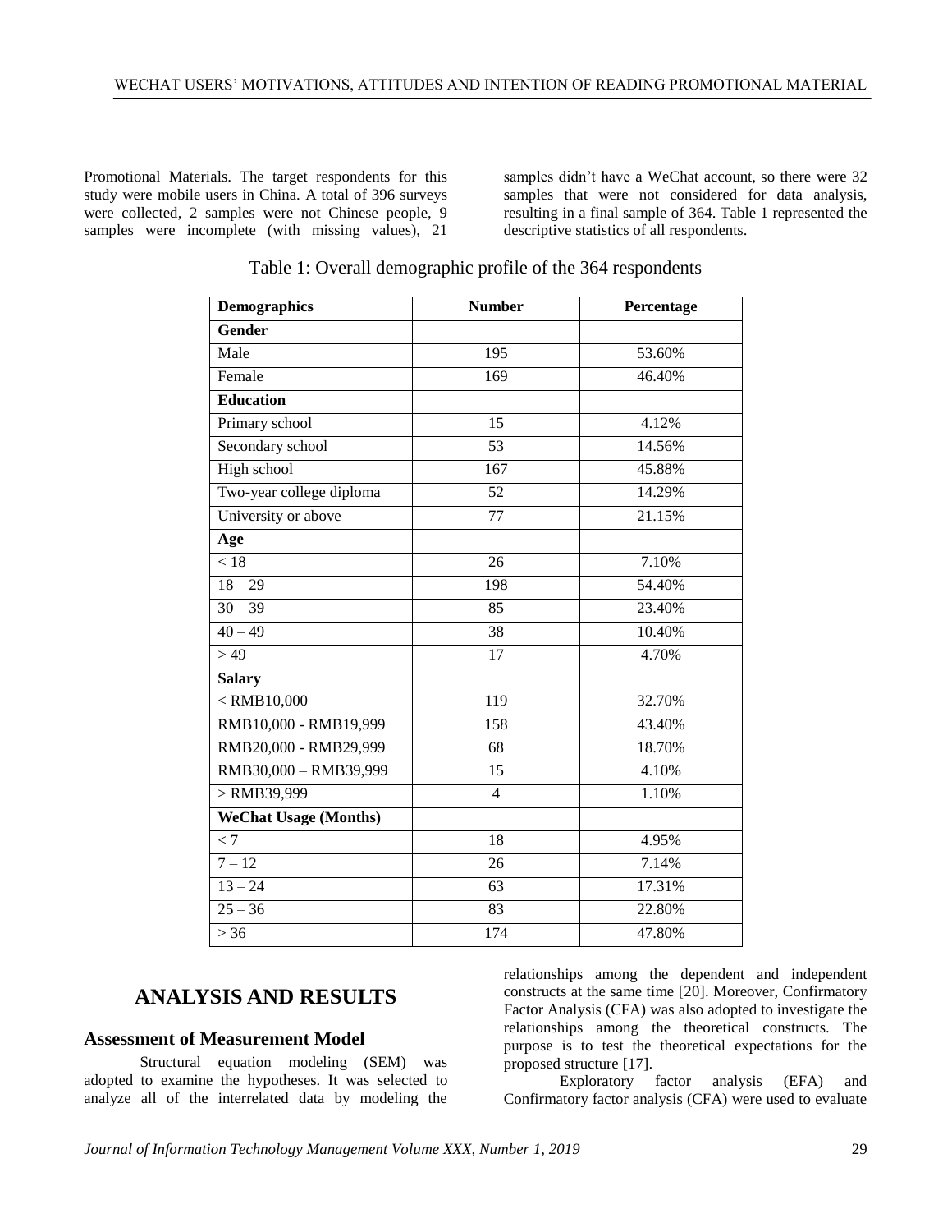Promotional Materials. The target respondents for this study were mobile users in China. A total of 396 surveys were collected, 2 samples were not Chinese people, 9 samples were incomplete (with missing values), 21 samples didn't have a WeChat account, so there were 32 samples that were not considered for data analysis, resulting in a final sample of 364. Table 1 represented the descriptive statistics of all respondents.

Table 1: Overall demographic profile of the 364 respondents

| Demographics | Number | Percentage |
|---|---|---|
| **Gender** | | |
| Male | 195 | 53.60% |
| Female | 169 | 46.40% |
| **Education** | | |
| Primary school | 15 | 4.12% |
| Secondary school | 53 | 14.56% |
| High school | 167 | 45.88% |
| Two-year college diploma | 52 | 14.29% |
| University or above | 77 | 21.15% |
| **Age** | | |
| < 18 | 26 | 7.10% |
| 18 – 29 | 198 | 54.40% |
| 30 – 39 | 85 | 23.40% |
| 40 – 49 | 38 | 10.40% |
| > 49 | 17 | 4.70% |
| **Salary** | | |
| < RMB10,000 | 119 | 32.70% |
| RMB10,000 - RMB19,999 | 158 | 43.40% |
| RMB20,000 - RMB29,999 | 68 | 18.70% |
| RMB30,000 – RMB39,999 | 15 | 4.10% |
| > RMB39,999 | 4 | 1.10% |
| **WeChat Usage (Months)** | | |
| < 7 | 18 | 4.95% |
| 7 – 12 | 26 | 7.14% |
| 13 – 24 | 63 | 17.31% |
| 25 – 36 | 83 | 22.80% |
| > 36 | 174 | 47.80% |

## ANALYSIS AND RESULTS

### Assessment of Measurement Model

Structural equation modeling (SEM) was adopted to examine the hypotheses. It was selected to analyze all of the interrelated data by modeling the relationships among the dependent and independent constructs at the same time [20]. Moreover, Confirmatory Factor Analysis (CFA) was also adopted to investigate the relationships among the theoretical constructs. The purpose is to test the theoretical expectations for the proposed structure [17].

Exploratory factor analysis (EFA) and Confirmatory factor analysis (CFA) were used to evaluate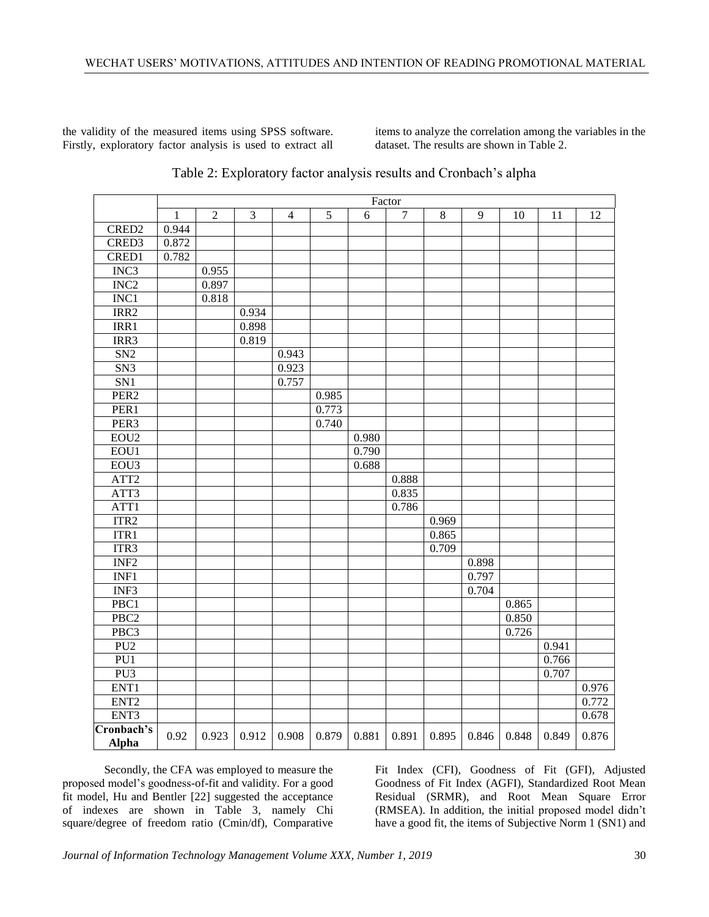the validity of the measured items using SPSS software. Firstly, exploratory factor analysis is used to extract all items to analyze the correlation among the variables in the dataset. The results are shown in Table 2.

Table 2: Exploratory factor analysis results and Cronbach's alpha

| | Factor | | | | | | | | | | | |
|---|---|---|---|---|---|---|---|---|---|---|---|---|
| | 1 | 2 | 3 | 4 | 5 | 6 | 7 | 8 | 9 | 10 | 11 | 12 |
| CRED2 | 0.944 | | | | | | | | | | | |
| CRED3 | 0.872 | | | | | | | | | | | |
| CRED1 | 0.782 | | | | | | | | | | | |
| INC3 | | 0.955 | | | | | | | | | | |
| INC2 | | 0.897 | | | | | | | | | | |
| INC1 | | 0.818 | | | | | | | | | | |
| IRR2 | | | 0.934 | | | | | | | | | |
| IRR1 | | | 0.898 | | | | | | | | | |
| IRR3 | | | 0.819 | | | | | | | | | |
| SN2 | | | | 0.943 | | | | | | | | |
| SN3 | | | | 0.923 | | | | | | | | |
| SN1 | | | | 0.757 | | | | | | | | |
| PER2 | | | | | 0.985 | | | | | | | |
| PER1 | | | | | 0.773 | | | | | | | |
| PER3 | | | | | 0.740 | | | | | | | |
| EOU2 | | | | | | 0.980 | | | | | | |
| EOU1 | | | | | | 0.790 | | | | | | |
| EOU3 | | | | | | 0.688 | | | | | | |
| ATT2 | | | | | | | 0.888 | | | | | |
| ATT3 | | | | | | | 0.835 | | | | | |
| ATT1 | | | | | | | 0.786 | | | | | |
| ITR2 | | | | | | | | 0.969 | | | | |
| ITR1 | | | | | | | | 0.865 | | | | |
| ITR3 | | | | | | | | 0.709 | | | | |
| INF2 | | | | | | | | | 0.898 | | | |
| INF1 | | | | | | | | | 0.797 | | | |
| INF3 | | | | | | | | | 0.704 | | | |
| PBC1 | | | | | | | | | | 0.865 | | |
| PBC2 | | | | | | | | | | 0.850 | | |
| PBC3 | | | | | | | | | | 0.726 | | |
| PU2 | | | | | | | | | | | 0.941 | |
| PU1 | | | | | | | | | | | 0.766 | |
| PU3 | | | | | | | | | | | 0.707 | |
| ENT1 | | | | | | | | | | | | 0.976 |
| ENT2 | | | | | | | | | | | | 0.772 |
| ENT3 | | | | | | | | | | | | 0.678 |
| **Cronbach's Alpha** | 0.92 | 0.923 | 0.912 | 0.908 | 0.879 | 0.881 | 0.891 | 0.895 | 0.846 | 0.848 | 0.849 | 0.876 |

Secondly, the CFA was employed to measure the proposed model's goodness-of-fit and validity. For a good fit model, Hu and Bentler [22] suggested the acceptance of indexes are shown in Table 3, namely Chi square/degree of freedom ratio (Cmin/df), Comparative Fit Index (CFI), Goodness of Fit (GFI), Adjusted Goodness of Fit Index (AGFI), Standardized Root Mean Residual (SRMR), and Root Mean Square Error (RMSEA). In addition, the initial proposed model didn't have a good fit, the items of Subjective Norm 1 (SN1) and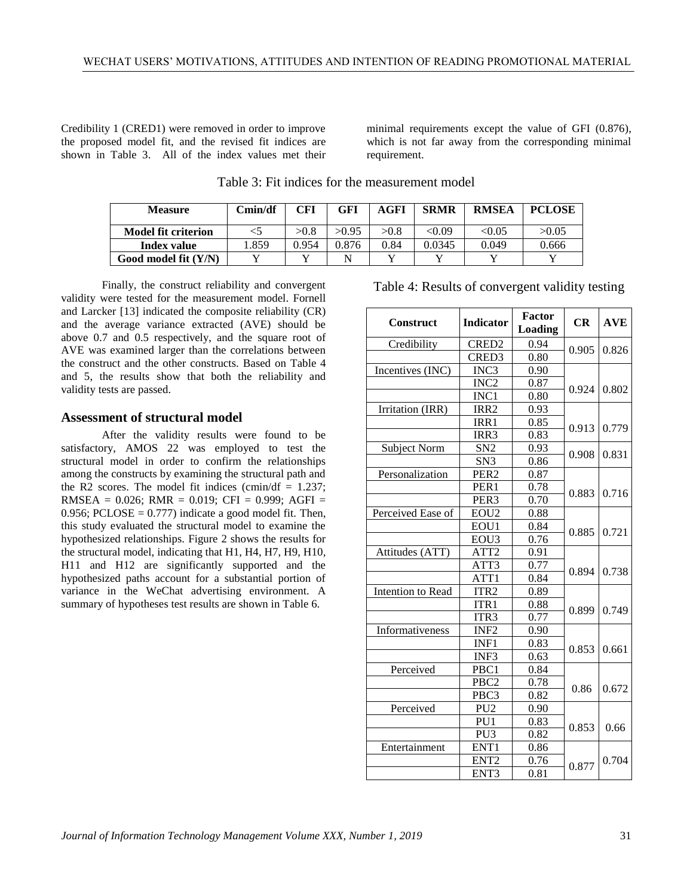Credibility 1 (CRED1) were removed in order to improve the proposed model fit, and the revised fit indices are shown in Table 3. All of the index values met their minimal requirements except the value of GFI (0.876), which is not far away from the corresponding minimal requirement.

Table 3: Fit indices for the measurement model

| Measure | Cmin/df | CFI | GFI | AGFI | SRMR | RMSEA | PCLOSE |
|---|---|---|---|---|---|---|---|
| **Model fit criterion** | <5 | >0.8 | >0.95 | >0.8 | <0.09 | <0.05 | >0.05 |
| **Index value** | 1.859 | 0.954 | 0.876 | 0.84 | 0.0345 | 0.049 | 0.666 |
| **Good model fit (Y/N)** | Y | Y | N | Y | Y | Y | Y |

Finally, the construct reliability and convergent validity were tested for the measurement model. Fornell and Larcker [13] indicated the composite reliability (CR) and the average variance extracted (AVE) should be above 0.7 and 0.5 respectively, and the square root of AVE was examined larger than the correlations between the construct and the other constructs. Based on Table 4 and 5, the results show that both the reliability and validity tests are passed.

Table 4: Results of convergent validity testing

| Construct | Indicator | Factor Loading | CR | AVE |
|---|---|---|---|---|
| Credibility | CRED2 | 0.94 | 0.905 | 0.826 |
| | CRED3 | 0.80 | | |
| Incentives (INC) | INC3 | 0.90 | 0.924 | 0.802 |
| | INC2 | 0.87 | | |
| | INC1 | 0.80 | | |
| Irritation (IRR) | IRR2 | 0.93 | 0.913 | 0.779 |
| | IRR1 | 0.85 | | |
| | IRR3 | 0.83 | | |
| Subject Norm | SN2 | 0.93 | 0.908 | 0.831 |
| | SN3 | 0.86 | | |
| Personalization | PER2 | 0.87 | 0.883 | 0.716 |
| | PER1 | 0.78 | | |
| | PER3 | 0.70 | | |
| Perceived Ease of | EOU2 | 0.88 | 0.885 | 0.721 |
| | EOU1 | 0.84 | | |
| | EOU3 | 0.76 | | |
| Attitudes (ATT) | ATT2 | 0.91 | 0.894 | 0.738 |
| | ATT3 | 0.77 | | |
| | ATT1 | 0.84 | | |
| Intention to Read | ITR2 | 0.89 | 0.899 | 0.749 |
| | ITR1 | 0.88 | | |
| | ITR3 | 0.77 | | |
| Informativeness | INF2 | 0.90 | 0.853 | 0.661 |
| | INF1 | 0.83 | | |
| | INF3 | 0.63 | | |
| Perceived | PBC1 | 0.84 | 0.86 | 0.672 |
| | PBC2 | 0.78 | | |
| | PBC3 | 0.82 | | |
| Perceived | PU2 | 0.90 | 0.853 | 0.66 |
| | PU1 | 0.83 | | |
| | PU3 | 0.82 | | |
| Entertainment | ENT1 | 0.86 | 0.877 | 0.704 |
| | ENT2 | 0.76 | | |
| | ENT3 | 0.81 | | |

## Assessment of structural model

After the validity results were found to be satisfactory, AMOS 22 was employed to test the structural model in order to confirm the relationships among the constructs by examining the structural path and the R2 scores. The model fit indices (cmin/df = 1.237; RMSEA = 0.026; RMR = 0.019; CFI = 0.999; AGFI = 0.956; PCLOSE = 0.777) indicate a good model fit. Then, this study evaluated the structural model to examine the hypothesized relationships. Figure 2 shows the results for the structural model, indicating that H1, H4, H7, H9, H10, H11 and H12 are significantly supported and the hypothesized paths account for a substantial portion of variance in the WeChat advertising environment. A summary of hypotheses test results are shown in Table 6.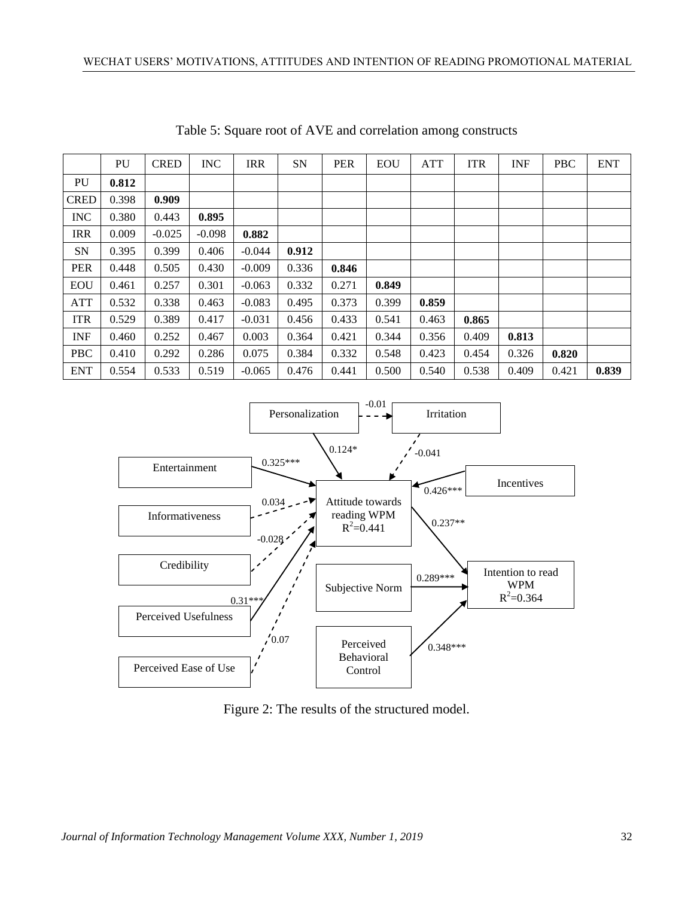Table 5: Square root of AVE and correlation among constructs

| | PU | CRED | INC | IRR | SN | PER | EOU | ATT | ITR | INF | PBC | ENT |
|---|---|---|---|---|---|---|---|---|---|---|---|---|
| PU | **0.812** | | | | | | | | | | | |
| CRED | 0.398 | **0.909** | | | | | | | | | | |
| INC | 0.380 | 0.443 | **0.895** | | | | | | | | | |
| IRR | 0.009 | -0.025 | -0.098 | **0.882** | | | | | | | | |
| SN | 0.395 | 0.399 | 0.406 | -0.044 | **0.912** | | | | | | | |
| PER | 0.448 | 0.505 | 0.430 | -0.009 | 0.336 | **0.846** | | | | | | |
| EOU | 0.461 | 0.257 | 0.301 | -0.063 | 0.332 | 0.271 | **0.849** | | | | | |
| ATT | 0.532 | 0.338 | 0.463 | -0.083 | 0.495 | 0.373 | 0.399 | **0.859** | | | | |
| ITR | 0.529 | 0.389 | 0.417 | -0.031 | 0.456 | 0.433 | 0.541 | 0.463 | **0.865** | | | |
| INF | 0.460 | 0.252 | 0.467 | 0.003 | 0.364 | 0.421 | 0.344 | 0.356 | 0.409 | **0.813** | | |
| PBC | 0.410 | 0.292 | 0.286 | 0.075 | 0.384 | 0.332 | 0.548 | 0.423 | 0.454 | 0.326 | **0.820** | |
| ENT | 0.554 | 0.533 | 0.519 | -0.065 | 0.476 | 0.441 | 0.500 | 0.540 | 0.538 | 0.409 | 0.421 | **0.839** |

Figure 2: The results of the structured model.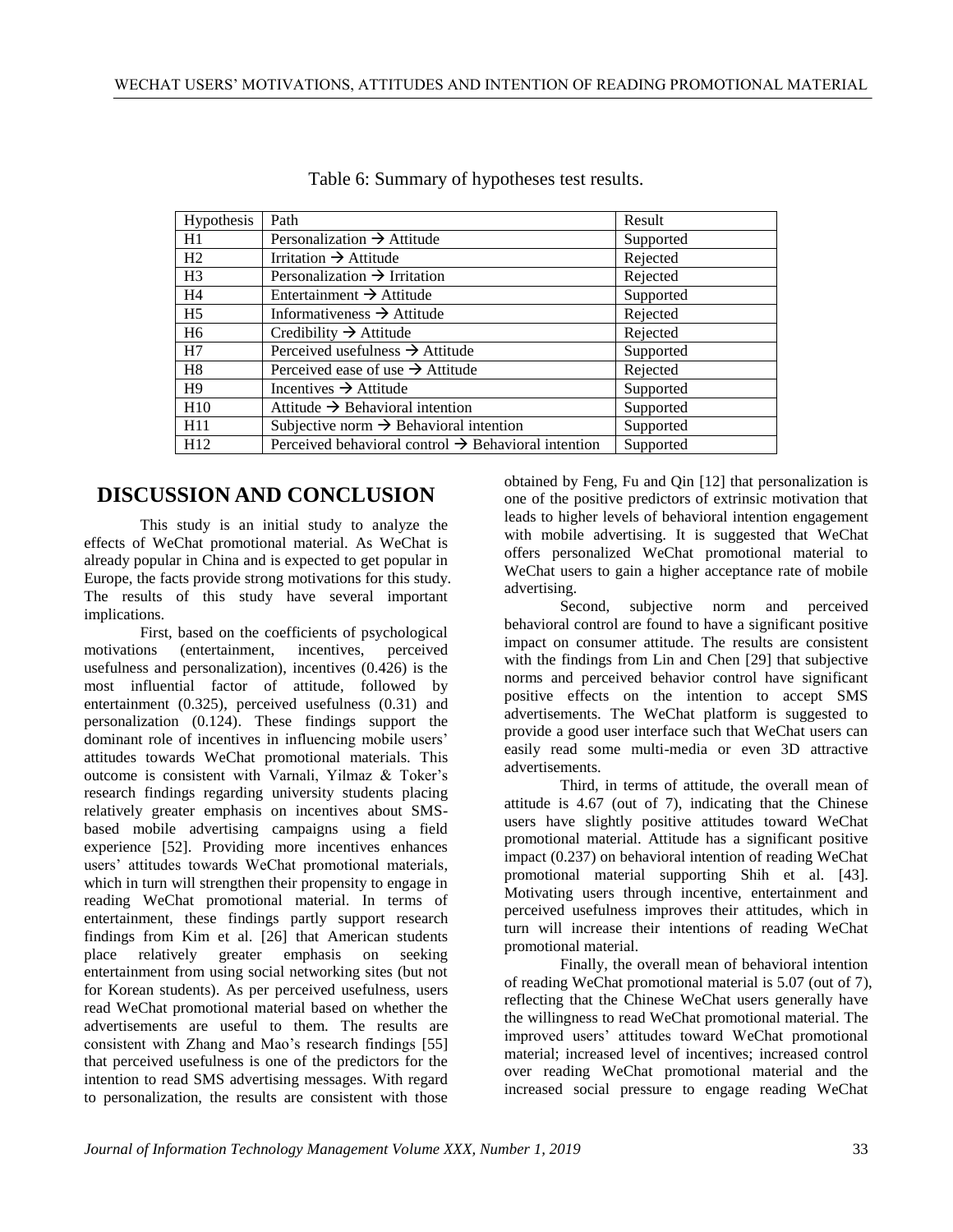Table 6: Summary of hypotheses test results.

| Hypothesis | Path | Result |
|---|---|---|
| H1 | Personalization → Attitude | Supported |
| H2 | Irritation → Attitude | Rejected |
| H3 | Personalization → Irritation | Rejected |
| H4 | Entertainment → Attitude | Supported |
| H5 | Informativeness → Attitude | Rejected |
| H6 | Credibility → Attitude | Rejected |
| H7 | Perceived usefulness → Attitude | Supported |
| H8 | Perceived ease of use → Attitude | Rejected |
| H9 | Incentives → Attitude | Supported |
| H10 | Attitude → Behavioral intention | Supported |
| H11 | Subjective norm → Behavioral intention | Supported |
| H12 | Perceived behavioral control → Behavioral intention | Supported |

## DISCUSSION AND CONCLUSION

This study is an initial study to analyze the effects of WeChat promotional material. As WeChat is already popular in China and is expected to get popular in Europe, the facts provide strong motivations for this study. The results of this study have several important implications.

First, based on the coefficients of psychological motivations (entertainment, incentives, perceived usefulness and personalization), incentives (0.426) is the most influential factor of attitude, followed by entertainment (0.325), perceived usefulness (0.31) and personalization (0.124). These findings support the dominant role of incentives in influencing mobile users' attitudes towards WeChat promotional materials. This outcome is consistent with Varnali, Yilmaz & Toker's research findings regarding university students placing relatively greater emphasis on incentives about SMS-based mobile advertising campaigns using a field experience [52]. Providing more incentives enhances users' attitudes towards WeChat promotional materials, which in turn will strengthen their propensity to engage in reading WeChat promotional material. In terms of entertainment, these findings partly support research findings from Kim et al. [26] that American students place relatively greater emphasis on seeking entertainment from using social networking sites (but not for Korean students). As per perceived usefulness, users read WeChat promotional material based on whether the advertisements are useful to them. The results are consistent with Zhang and Mao's research findings [55] that perceived usefulness is one of the predictors for the intention to read SMS advertising messages. With regard to personalization, the results are consistent with those obtained by Feng, Fu and Qin [12] that personalization is one of the positive predictors of extrinsic motivation that leads to higher levels of behavioral intention engagement with mobile advertising. It is suggested that WeChat offers personalized WeChat promotional material to WeChat users to gain a higher acceptance rate of mobile advertising.

Second, subjective norm and perceived behavioral control are found to have a significant positive impact on consumer attitude. The results are consistent with the findings from Lin and Chen [29] that subjective norms and perceived behavior control have significant positive effects on the intention to accept SMS advertisements. The WeChat platform is suggested to provide a good user interface such that WeChat users can easily read some multi-media or even 3D attractive advertisements.

Third, in terms of attitude, the overall mean of attitude is 4.67 (out of 7), indicating that the Chinese users have slightly positive attitudes toward WeChat promotional material. Attitude has a significant positive impact (0.237) on behavioral intention of reading WeChat promotional material supporting Shih et al. [43]. Motivating users through incentive, entertainment and perceived usefulness improves their attitudes, which in turn will increase their intentions of reading WeChat promotional material.

Finally, the overall mean of behavioral intention of reading WeChat promotional material is 5.07 (out of 7), reflecting that the Chinese WeChat users generally have the willingness to read WeChat promotional material. The improved users' attitudes toward WeChat promotional material; increased level of incentives; increased control over reading WeChat promotional material and the increased social pressure to engage reading WeChat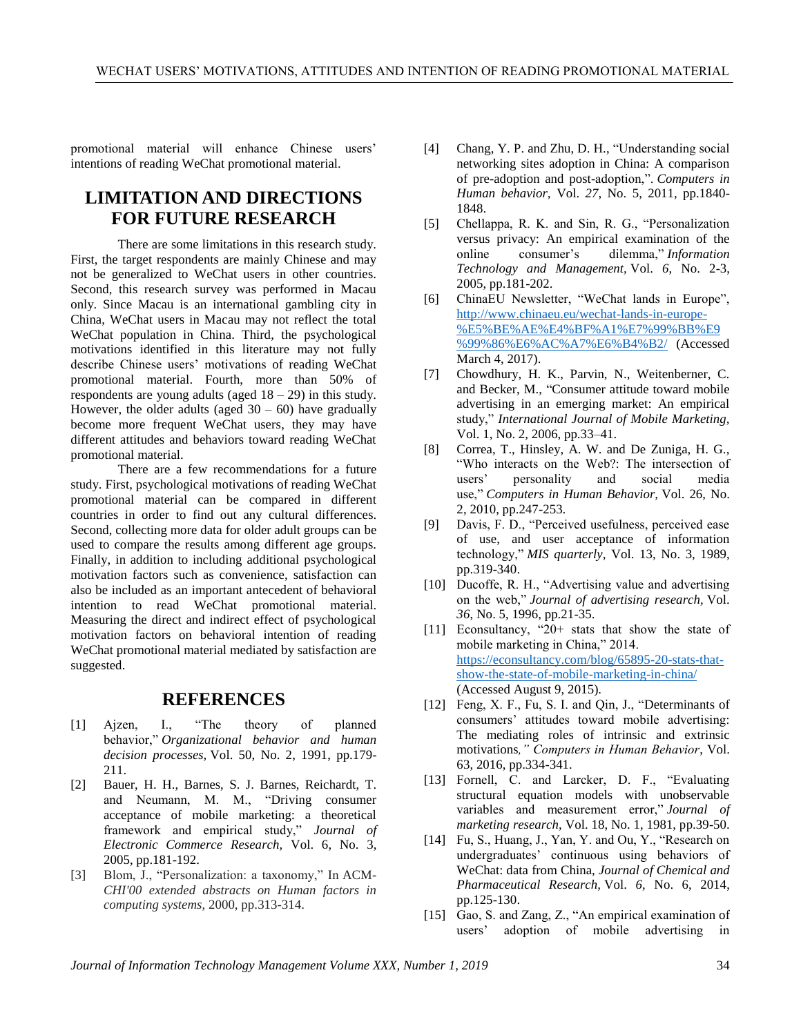promotional material will enhance Chinese users' intentions of reading WeChat promotional material.

# LIMITATION AND DIRECTIONS FOR FUTURE RESEARCH

There are some limitations in this research study. First, the target respondents are mainly Chinese and may not be generalized to WeChat users in other countries. Second, this research survey was performed in Macau only. Since Macau is an international gambling city in China, WeChat users in Macau may not reflect the total WeChat population in China. Third, the psychological motivations identified in this literature may not fully describe Chinese users' motivations of reading WeChat promotional material. Fourth, more than 50% of respondents are young adults (aged 18 – 29) in this study. However, the older adults (aged 30 – 60) have gradually become more frequent WeChat users, they may have different attitudes and behaviors toward reading WeChat promotional material.

There are a few recommendations for a future study. First, psychological motivations of reading WeChat promotional material can be compared in different countries in order to find out any cultural differences. Second, collecting more data for older adult groups can be used to compare the results among different age groups. Finally, in addition to including additional psychological motivation factors such as convenience, satisfaction can also be included as an important antecedent of behavioral intention to read WeChat promotional material. Measuring the direct and indirect effect of psychological motivation factors on behavioral intention of reading WeChat promotional material mediated by satisfaction are suggested.

# REFERENCES

[1] Ajzen, I., "The theory of planned behavior," *Organizational behavior and human decision processes,* Vol. 50, No. 2, 1991, pp.179-211.

[2] Bauer, H. H., Barnes, S. J. Barnes, Reichardt, T. and Neumann, M. M., "Driving consumer acceptance of mobile marketing: a theoretical framework and empirical study," *Journal of Electronic Commerce Research*, Vol. 6, No. 3, 2005, pp.181-192.

[3] Blom, J., "Personalization: a taxonomy," In ACM-*CHI'00 extended abstracts on Human factors in computing systems*, 2000, pp.313-314.

[4] Chang, Y. P. and Zhu, D. H., "Understanding social networking sites adoption in China: A comparison of pre-adoption and post-adoption,". *Computers in Human behavior,* Vol. *27,* No. 5, 2011, pp.1840-1848.

[5] Chellappa, R. K. and Sin, R. G., "Personalization versus privacy: An empirical examination of the online consumer's dilemma," *Information Technology and Management,* Vol. *6,* No. 2-3, 2005, pp.181-202.

[6] ChinaEU Newsletter, "WeChat lands in Europe", http://www.chinaeu.eu/wechat-lands-in-europe-%E5%BE%AE%E4%BF%A1%E7%99%BB%E9%99%86%E6%AC%A7%E6%B4%B2/ (Accessed March 4, 2017).

[7] Chowdhury, H. K., Parvin, N., Weitenberner, C. and Becker, M., "Consumer attitude toward mobile advertising in an emerging market: An empirical study," *International Journal of Mobile Marketing,* Vol. 1, No. 2, 2006, pp.33–41.

[8] Correa, T., Hinsley, A. W. and De Zuniga, H. G., "Who interacts on the Web?: The intersection of users' personality and social media use," *Computers in Human Behavior,* Vol. 26, No. 2, 2010, pp.247-253.

[9] Davis, F. D., "Perceived usefulness, perceived ease of use, and user acceptance of information technology," *MIS quarterly,* Vol. 13, No. 3, 1989, pp.319-340.

[10] Ducoffe, R. H., "Advertising value and advertising on the web," *Journal of advertising research*, Vol. *36*, No. 5, 1996, pp.21-35.

[11] Econsultancy, "20+ stats that show the state of mobile marketing in China," 2014. https://econsultancy.com/blog/65895-20-stats-that-show-the-state-of-mobile-marketing-in-china/ (Accessed August 9, 2015).

[12] Feng, X. F., Fu, S. I. and Qin, J., "Determinants of consumers' attitudes toward mobile advertising: The mediating roles of intrinsic and extrinsic motivations*," Computers in Human Behavior*, Vol. 63, 2016, pp.334-341.

[13] Fornell, C. and Larcker, D. F., "Evaluating structural equation models with unobservable variables and measurement error," *Journal of marketing research,* Vol. 18, No. 1, 1981, pp.39-50.

[14] Fu, S., Huang, J., Yan, Y. and Ou, Y., "Research on undergraduates' continuous using behaviors of WeChat: data from China, *Journal of Chemical and Pharmaceutical Research,* Vol. *6*, No. 6, 2014, pp.125-130.

[15] Gao, S. and Zang, Z., "An empirical examination of users' adoption of mobile advertising in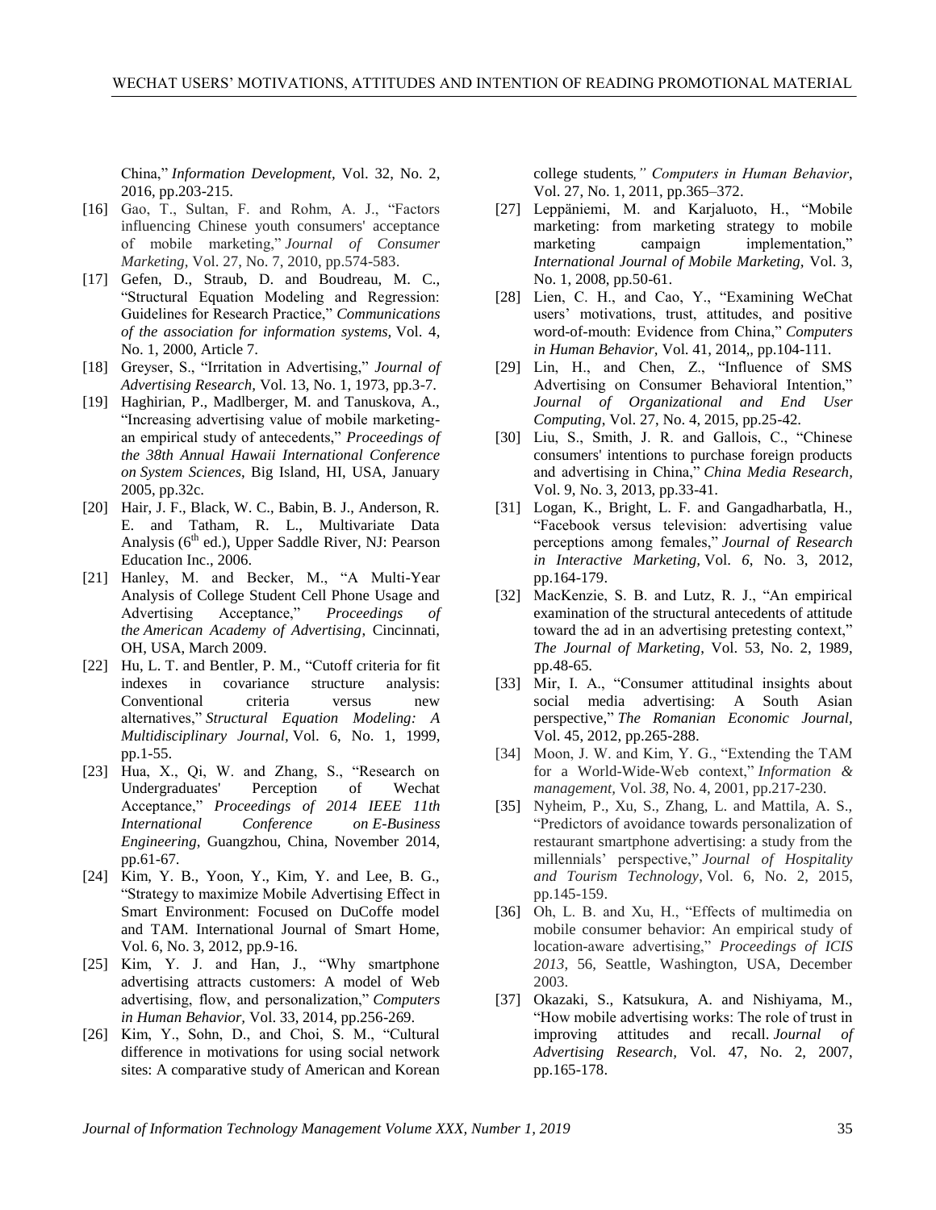China," *Information Development,* Vol. 32, No. 2, 2016, pp.203-215.

[16] Gao, T., Sultan, F. and Rohm, A. J., "Factors influencing Chinese youth consumers' acceptance of mobile marketing," *Journal of Consumer Marketing,* Vol. 27, No. 7, 2010, pp.574-583.

[17] Gefen, D., Straub, D. and Boudreau, M. C., "Structural Equation Modeling and Regression: Guidelines for Research Practice," *Communications of the association for information systems,* Vol. 4, No. 1, 2000, Article 7.

[18] Greyser, S., "Irritation in Advertising," *Journal of Advertising Research,* Vol. 13, No. 1, 1973, pp.3-7.

[19] Haghirian, P., Madlberger, M. and Tanuskova, A., "Increasing advertising value of mobile marketing-an empirical study of antecedents," *Proceedings of the 38th Annual Hawaii International Conference on System Sciences*, Big Island, HI, USA, January 2005, pp.32c.

[20] Hair, J. F., Black, W. C., Babin, B. J., Anderson, R. E. and Tatham, R. L., Multivariate Data Analysis (6th ed.), Upper Saddle River, NJ: Pearson Education Inc., 2006.

[21] Hanley, M. and Becker, M., "A Multi-Year Analysis of College Student Cell Phone Usage and Advertising Acceptance," *Proceedings of the American Academy of Advertising*, Cincinnati, OH, USA, March 2009.

[22] Hu, L. T. and Bentler, P. M., "Cutoff criteria for fit indexes in covariance structure analysis: Conventional criteria versus new alternatives," *Structural Equation Modeling: A Multidisciplinary Journal,* Vol. 6, No. 1, 1999, pp.1-55.

[23] Hua, X., Qi, W. and Zhang, S., "Research on Undergraduates' Perception of Wechat Acceptance," *Proceedings of 2014 IEEE 11th International Conference on E-Business Engineering*, Guangzhou, China, November 2014, pp.61-67.

[24] Kim, Y. B., Yoon, Y., Kim, Y. and Lee, B. G., "Strategy to maximize Mobile Advertising Effect in Smart Environment: Focused on DuCoffe model and TAM. International Journal of Smart Home, Vol. 6, No. 3, 2012, pp.9-16.

[25] Kim, Y. J. and Han, J., "Why smartphone advertising attracts customers: A model of Web advertising, flow, and personalization," *Computers in Human Behavior,* Vol. 33, 2014, pp.256-269.

[26] Kim, Y., Sohn, D., and Choi, S. M., "Cultural difference in motivations for using social network sites: A comparative study of American and Korean college students*," Computers in Human Behavior*, Vol. 27, No. 1, 2011, pp.365–372.

[27] Leppäniemi, M. and Karjaluoto, H., "Mobile marketing: from marketing strategy to mobile marketing campaign implementation," *International Journal of Mobile Marketing,* Vol. 3, No. 1, 2008, pp.50-61.

[28] Lien, C. H., and Cao, Y., "Examining WeChat users' motivations, trust, attitudes, and positive word-of-mouth: Evidence from China," *Computers in Human Behavior,* Vol. 41, 2014,, pp.104-111.

[29] Lin, H., and Chen, Z., "Influence of SMS Advertising on Consumer Behavioral Intention," *Journal of Organizational and End User Computing*, Vol. 27, No. 4, 2015, pp.25-42.

[30] Liu, S., Smith, J. R. and Gallois, C., "Chinese consumers' intentions to purchase foreign products and advertising in China," *China Media Research,* Vol. 9, No. 3, 2013, pp.33-41.

[31] Logan, K., Bright, L. F. and Gangadharbatla, H., "Facebook versus television: advertising value perceptions among females," *Journal of Research in Interactive Marketing,* Vol. *6*, No. 3, 2012, pp.164-179.

[32] MacKenzie, S. B. and Lutz, R. J., "An empirical examination of the structural antecedents of attitude toward the ad in an advertising pretesting context," *The Journal of Marketing*, Vol. 53, No. 2, 1989, pp.48-65.

[33] Mir, I. A., "Consumer attitudinal insights about social media advertising: A South Asian perspective," *The Romanian Economic Journal,* Vol. 45, 2012, pp.265-288.

[34] Moon, J. W. and Kim, Y. G., "Extending the TAM for a World-Wide-Web context," *Information & management,* Vol. *38*, No. 4, 2001, pp.217-230.

[35] Nyheim, P., Xu, S., Zhang, L. and Mattila, A. S., "Predictors of avoidance towards personalization of restaurant smartphone advertising: a study from the millennials' perspective," *Journal of Hospitality and Tourism Technology,* Vol. 6, No. 2, 2015, pp.145-159.

[36] Oh, L. B. and Xu, H., "Effects of multimedia on mobile consumer behavior: An empirical study of location-aware advertising," *Proceedings of ICIS 2013*, 56, Seattle, Washington, USA, December 2003.

[37] Okazaki, S., Katsukura, A. and Nishiyama, M., "How mobile advertising works: The role of trust in improving attitudes and recall. *Journal of Advertising Research,* Vol. 47, No. 2, 2007, pp.165-178.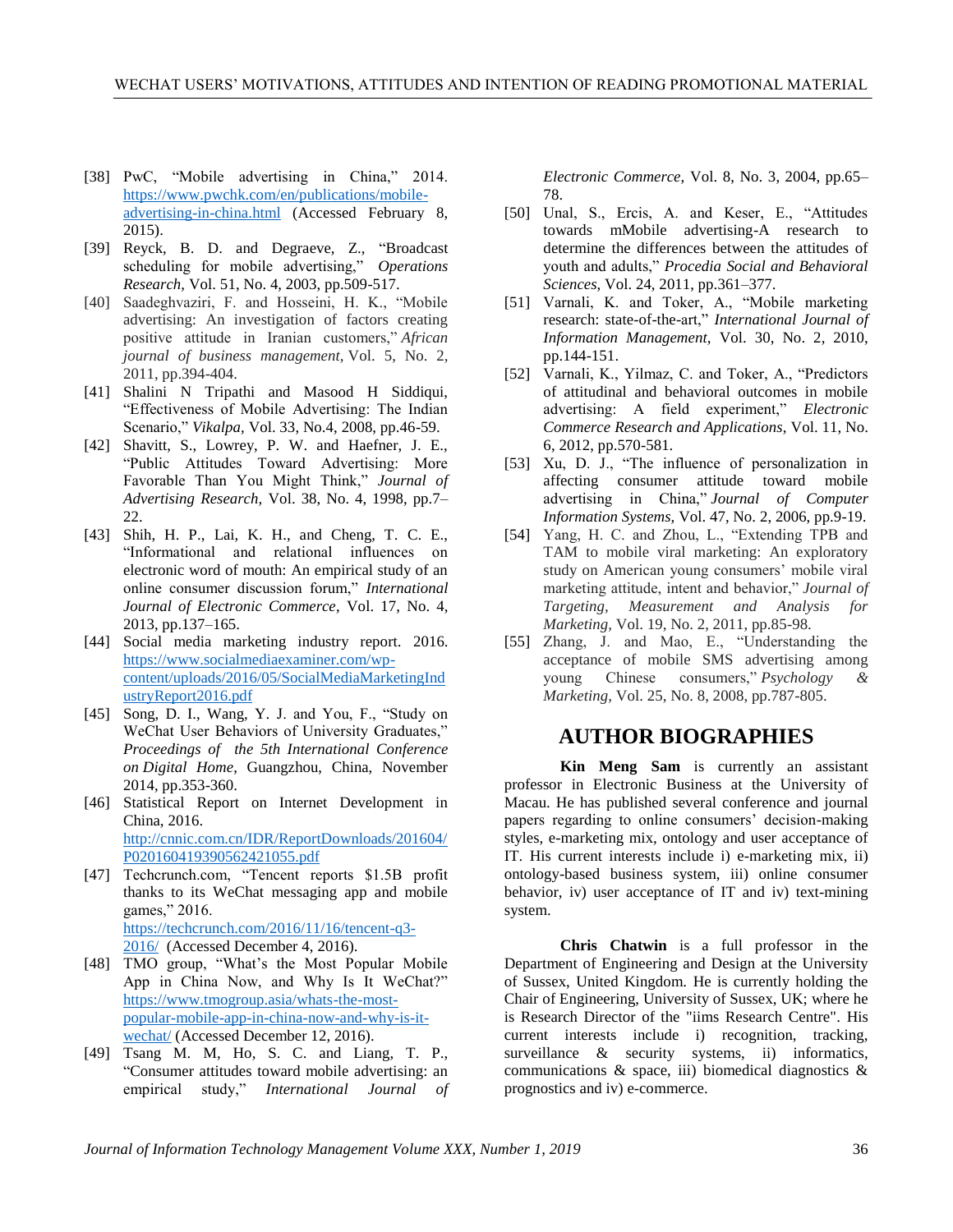[38] PwC, "Mobile advertising in China," 2014. https://www.pwchk.com/en/publications/mobile-advertising-in-china.html (Accessed February 8, 2015).

[39] Reyck, B. D. and Degraeve, Z., "Broadcast scheduling for mobile advertising," *Operations Research*, Vol. 51, No. 4, 2003, pp.509-517.

[40] Saadeghvaziri, F. and Hosseini, H. K., "Mobile advertising: An investigation of factors creating positive attitude in Iranian customers," *African journal of business management*, Vol. 5, No. 2, 2011, pp.394-404.

[41] Shalini N Tripathi and Masood H Siddiqui, "Effectiveness of Mobile Advertising: The Indian Scenario," *Vikalpa*, Vol. 33, No.4, 2008, pp.46-59.

[42] Shavitt, S., Lowrey, P. W. and Haefner, J. E., "Public Attitudes Toward Advertising: More Favorable Than You Might Think," *Journal of Advertising Research*, Vol. 38, No. 4, 1998, pp.7–22.

[43] Shih, H. P., Lai, K. H., and Cheng, T. C. E., "Informational and relational influences on electronic word of mouth: An empirical study of an online consumer discussion forum," *International Journal of Electronic Commerce*, Vol. 17, No. 4, 2013, pp.137–165.

[44] Social media marketing industry report. 2016. https://www.socialmediaexaminer.com/wp-content/uploads/2016/05/SocialMediaMarketingIndustryReport2016.pdf

[45] Song, D. I., Wang, Y. J. and You, F., "Study on WeChat User Behaviors of University Graduates," *Proceedings of the 5th International Conference on Digital Home*, Guangzhou, China, November 2014, pp.353-360.

[46] Statistical Report on Internet Development in China, 2016. http://cnnic.com.cn/IDR/ReportDownloads/201604/P020160419390562421055.pdf

[47] Techcrunch.com, "Tencent reports $1.5B profit thanks to its WeChat messaging app and mobile games," 2016. https://techcrunch.com/2016/11/16/tencent-q3-2016/ (Accessed December 4, 2016).

[48] TMO group, "What's the Most Popular Mobile App in China Now, and Why Is It WeChat?" https://www.tmogroup.asia/whats-the-most-popular-mobile-app-in-china-now-and-why-is-it-wechat/ (Accessed December 12, 2016).

[49] Tsang M. M, Ho, S. C. and Liang, T. P., "Consumer attitudes toward mobile advertising: an empirical study," *International Journal of Electronic Commerce*, Vol. 8, No. 3, 2004, pp.65–78.

[50] Unal, S., Ercis, A. and Keser, E., "Attitudes towards mMobile advertising-A research to determine the differences between the attitudes of youth and adults," *Procedia Social and Behavioral Sciences*, Vol. 24, 2011, pp.361–377.

[51] Varnali, K. and Toker, A., "Mobile marketing research: state-of-the-art," *International Journal of Information Management*, Vol. 30, No. 2, 2010, pp.144-151.

[52] Varnali, K., Yilmaz, C. and Toker, A., "Predictors of attitudinal and behavioral outcomes in mobile advertising: A field experiment," *Electronic Commerce Research and Applications*, Vol. 11, No. 6, 2012, pp.570-581.

[53] Xu, D. J., "The influence of personalization in affecting consumer attitude toward mobile advertising in China," *Journal of Computer Information Systems*, Vol. 47, No. 2, 2006, pp.9-19.

[54] Yang, H. C. and Zhou, L., "Extending TPB and TAM to mobile viral marketing: An exploratory study on American young consumers' mobile viral marketing attitude, intent and behavior," *Journal of Targeting, Measurement and Analysis for Marketing*, Vol. 19, No. 2, 2011, pp.85-98.

[55] Zhang, J. and Mao, E., "Understanding the acceptance of mobile SMS advertising among young Chinese consumers," *Psychology & Marketing*, Vol. 25, No. 8, 2008, pp.787-805.

# AUTHOR BIOGRAPHIES

**Kin Meng Sam** is currently an assistant professor in Electronic Business at the University of Macau. He has published several conference and journal papers regarding to online consumers' decision-making styles, e-marketing mix, ontology and user acceptance of IT. His current interests include i) e-marketing mix, ii) ontology-based business system, iii) online consumer behavior, iv) user acceptance of IT and iv) text-mining system.

**Chris Chatwin** is a full professor in the Department of Engineering and Design at the University of Sussex, United Kingdom. He is currently holding the Chair of Engineering, University of Sussex, UK; where he is Research Director of the "iims Research Centre". His current interests include i) recognition, tracking, surveillance & security systems, ii) informatics, communications & space, iii) biomedical diagnostics & prognostics and iv) e-commerce.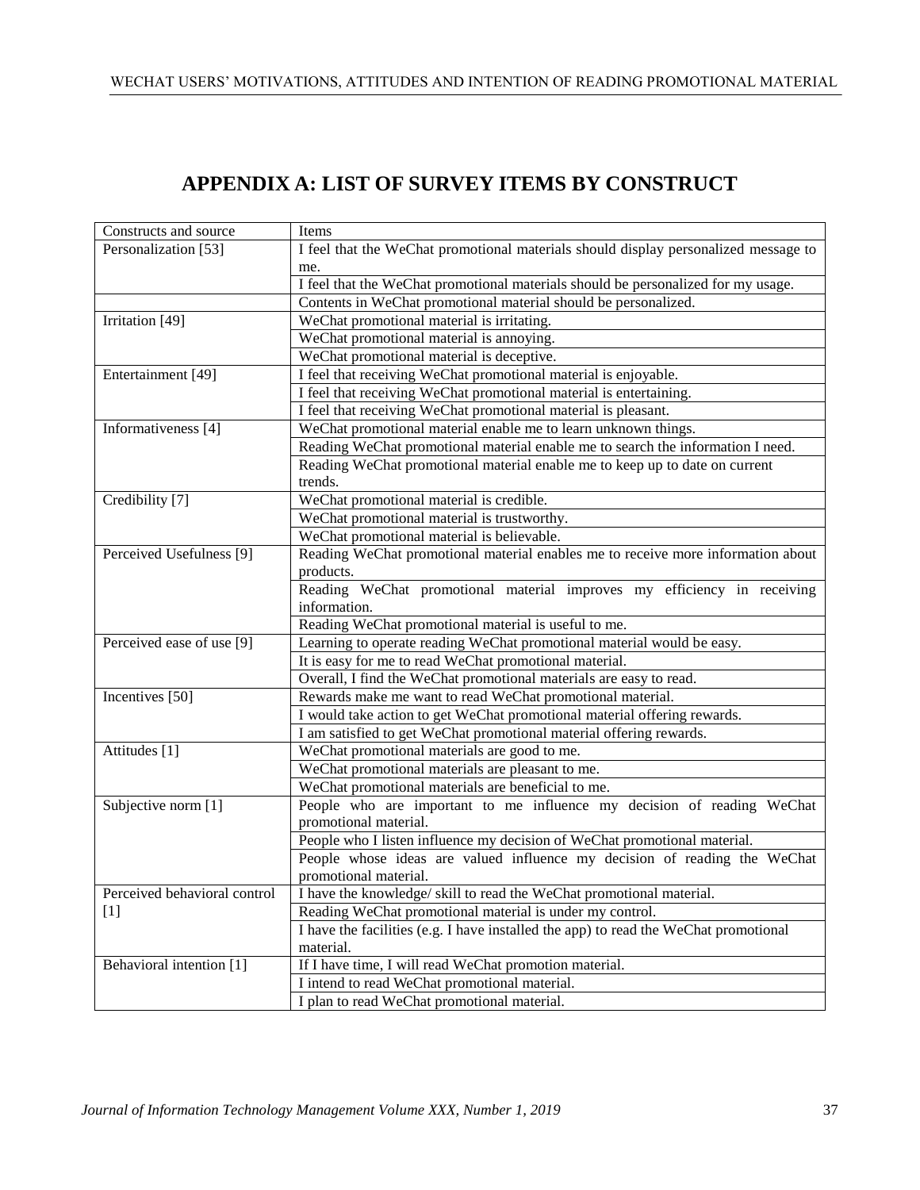## APPENDIX A: LIST OF SURVEY ITEMS BY CONSTRUCT

| Constructs and source | Items |
|---|---|
| Personalization [53] | I feel that the WeChat promotional materials should display personalized message to me. |
| | I feel that the WeChat promotional materials should be personalized for my usage. |
| | Contents in WeChat promotional material should be personalized. |
| Irritation [49] | WeChat promotional material is irritating. |
| | WeChat promotional material is annoying. |
| | WeChat promotional material is deceptive. |
| Entertainment [49] | I feel that receiving WeChat promotional material is enjoyable. |
| | I feel that receiving WeChat promotional material is entertaining. |
| | I feel that receiving WeChat promotional material is pleasant. |
| Informativeness [4] | WeChat promotional material enable me to learn unknown things. |
| | Reading WeChat promotional material enable me to search the information I need. |
| | Reading WeChat promotional material enable me to keep up to date on current trends. |
| Credibility [7] | WeChat promotional material is credible. |
| | WeChat promotional material is trustworthy. |
| | WeChat promotional material is believable. |
| Perceived Usefulness [9] | Reading WeChat promotional material enables me to receive more information about products. |
| | Reading WeChat promotional material improves my efficiency in receiving information. |
| | Reading WeChat promotional material is useful to me. |
| Perceived ease of use [9] | Learning to operate reading WeChat promotional material would be easy. |
| | It is easy for me to read WeChat promotional material. |
| | Overall, I find the WeChat promotional materials are easy to read. |
| Incentives [50] | Rewards make me want to read WeChat promotional material. |
| | I would take action to get WeChat promotional material offering rewards. |
| | I am satisfied to get WeChat promotional material offering rewards. |
| Attitudes [1] | WeChat promotional materials are good to me. |
| | WeChat promotional materials are pleasant to me. |
| | WeChat promotional materials are beneficial to me. |
| Subjective norm [1] | People who are important to me influence my decision of reading WeChat promotional material. |
| | People who I listen influence my decision of WeChat promotional material. |
| | People whose ideas are valued influence my decision of reading the WeChat promotional material. |
| Perceived behavioral control [1] | I have the knowledge/ skill to read the WeChat promotional material. |
| | Reading WeChat promotional material is under my control. |
| | I have the facilities (e.g. I have installed the app) to read the WeChat promotional material. |
| Behavioral intention [1] | If I have time, I will read WeChat promotion material. |
| | I intend to read WeChat promotional material. |
| | I plan to read WeChat promotional material. |